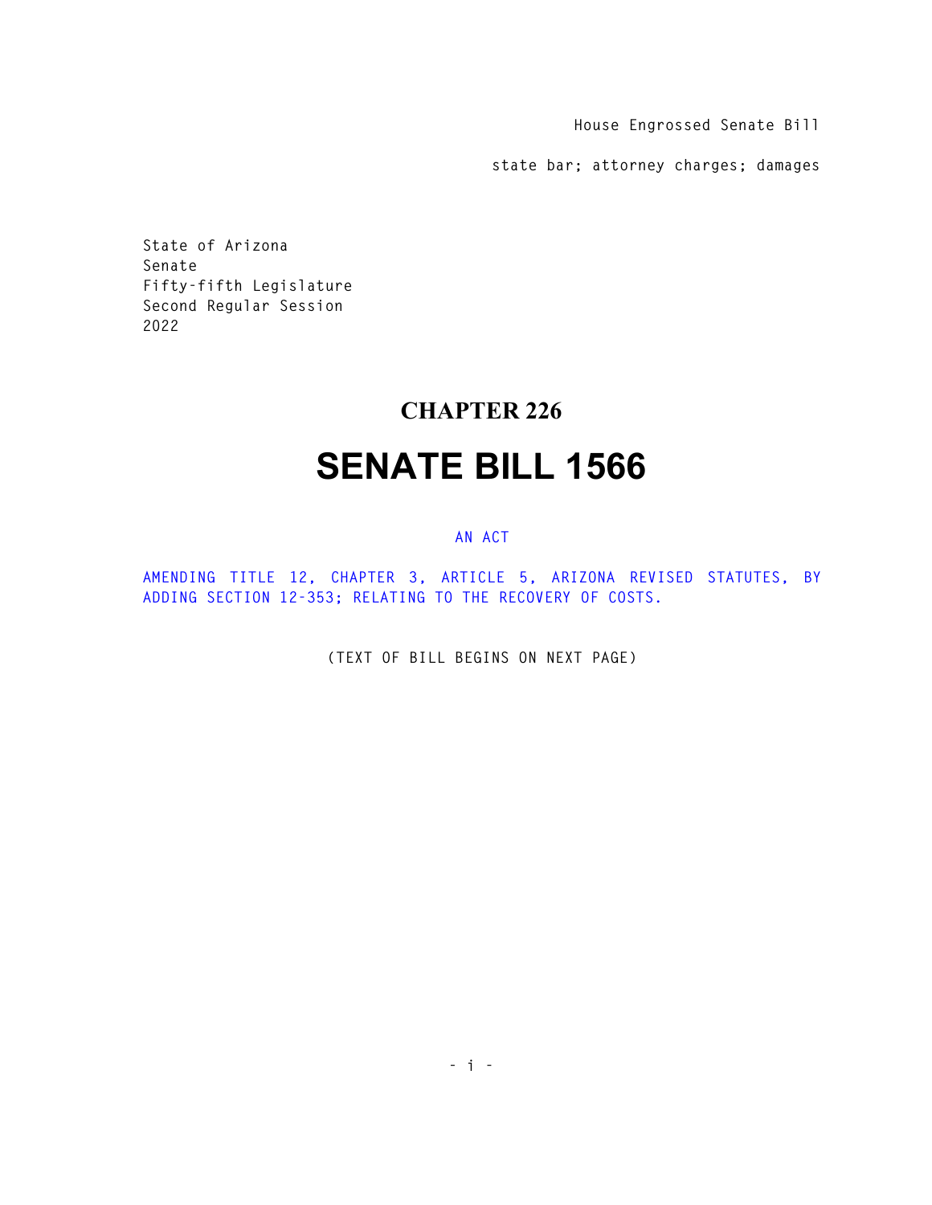House Engrossed Senate Bill

state bar; attorney charges; damages

State of Arizona
Senate
Fifty-fifth Legislature
Second Regular Session
2022

# CHAPTER 226

# SENATE BILL 1566

AN ACT

AMENDING TITLE 12, CHAPTER 3, ARTICLE 5, ARIZONA REVISED STATUTES, BY ADDING SECTION 12-353; RELATING TO THE RECOVERY OF COSTS.

(TEXT OF BILL BEGINS ON NEXT PAGE)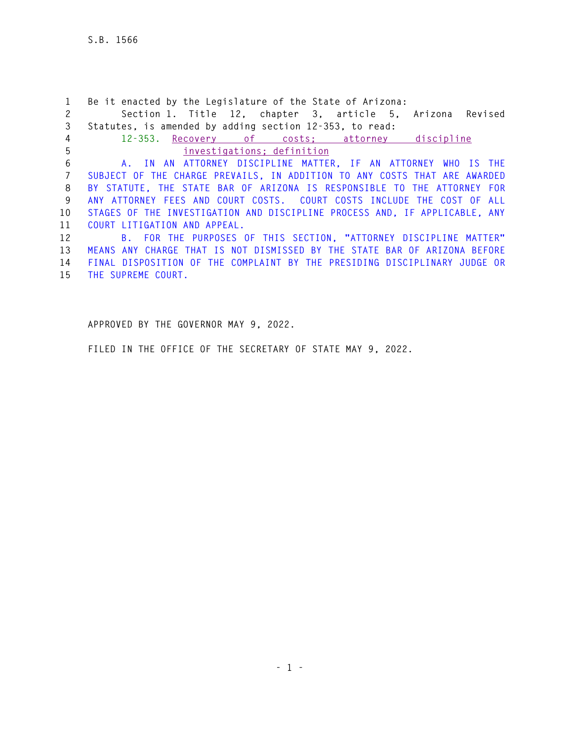S.B. 1566

Be it enacted by the Legislature of the State of Arizona:

Section 1. Title 12, chapter 3, article 5, Arizona Revised Statutes, is amended by adding section 12-353, to read:

12-353. Recovery of costs; attorney discipline investigations; definition

A. IN AN ATTORNEY DISCIPLINE MATTER, IF AN ATTORNEY WHO IS THE SUBJECT OF THE CHARGE PREVAILS, IN ADDITION TO ANY COSTS THAT ARE AWARDED BY STATUTE, THE STATE BAR OF ARIZONA IS RESPONSIBLE TO THE ATTORNEY FOR ANY ATTORNEY FEES AND COURT COSTS. COURT COSTS INCLUDE THE COST OF ALL STAGES OF THE INVESTIGATION AND DISCIPLINE PROCESS AND, IF APPLICABLE, ANY COURT LITIGATION AND APPEAL.

B. FOR THE PURPOSES OF THIS SECTION, "ATTORNEY DISCIPLINE MATTER" MEANS ANY CHARGE THAT IS NOT DISMISSED BY THE STATE BAR OF ARIZONA BEFORE FINAL DISPOSITION OF THE COMPLAINT BY THE PRESIDING DISCIPLINARY JUDGE OR THE SUPREME COURT.

APPROVED BY THE GOVERNOR MAY 9, 2022.

FILED IN THE OFFICE OF THE SECRETARY OF STATE MAY 9, 2022.